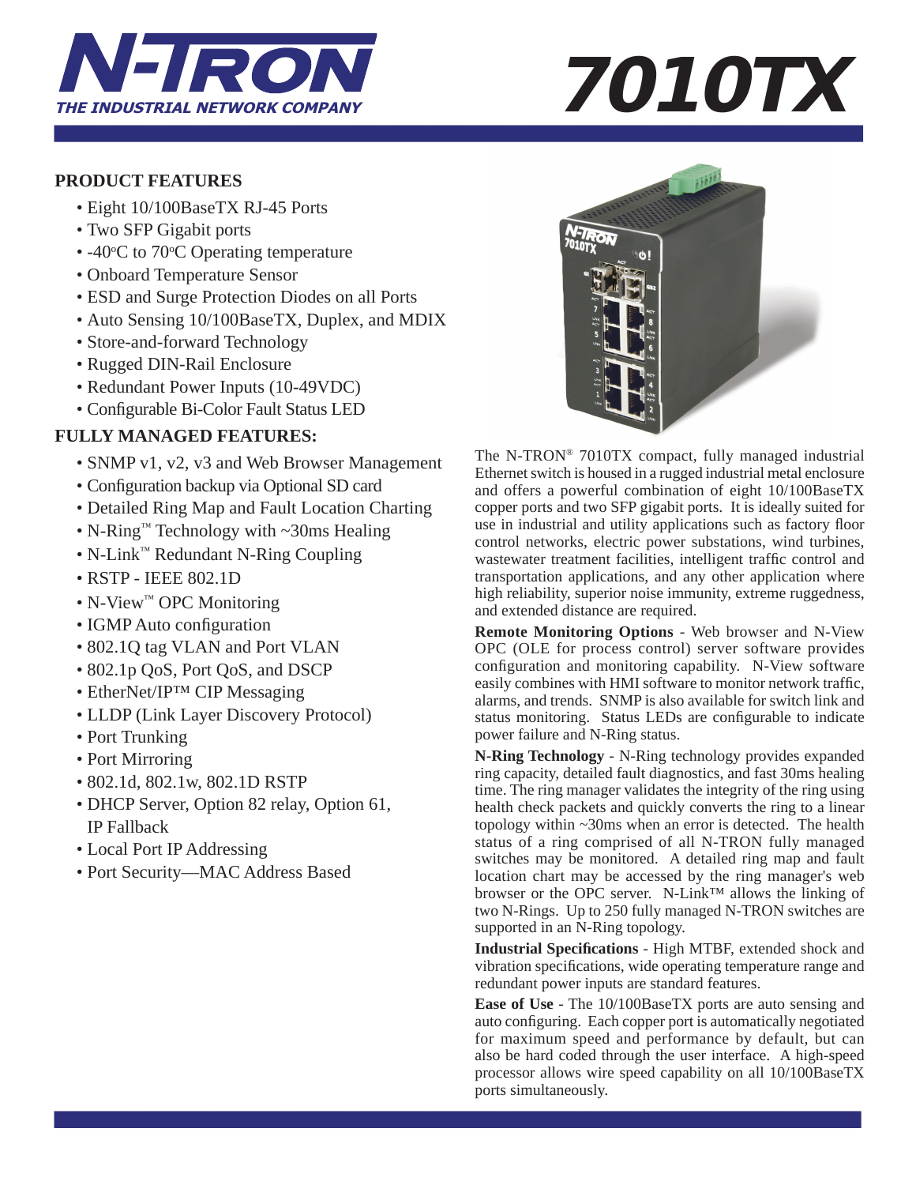# N-TRON
***THE INDUSTRIAL NETWORK COMPANY***

# 7010TX

## PRODUCT FEATURES

- Eight 10/100BaseTX RJ-45 Ports
- Two SFP Gigabit ports
- -40°C to 70°C Operating temperature
- Onboard Temperature Sensor
- ESD and Surge Protection Diodes on all Ports
- Auto Sensing 10/100BaseTX, Duplex, and MDIX
- Store-and-forward Technology
- Rugged DIN-Rail Enclosure
- Redundant Power Inputs (10-49VDC)
- Configurable Bi-Color Fault Status LED

## FULLY MANAGED FEATURES:

- SNMP v1, v2, v3 and Web Browser Management
- Configuration backup via Optional SD card
- Detailed Ring Map and Fault Location Charting
- N-Ring™ Technology with ~30ms Healing
- N-Link™ Redundant N-Ring Coupling
- RSTP - IEEE 802.1D
- N-View™ OPC Monitoring
- IGMP Auto configuration
- 802.1Q tag VLAN and Port VLAN
- 802.1p QoS, Port QoS, and DSCP
- EtherNet/IP™ CIP Messaging
- LLDP (Link Layer Discovery Protocol)
- Port Trunking
- Port Mirroring
- 802.1d, 802.1w, 802.1D RSTP
- DHCP Server, Option 82 relay, Option 61, IP Fallback
- Local Port IP Addressing
- Port Security—MAC Address Based

The N-TRON® 7010TX compact, fully managed industrial Ethernet switch is housed in a rugged industrial metal enclosure and offers a powerful combination of eight 10/100BaseTX copper ports and two SFP gigabit ports. It is ideally suited for use in industrial and utility applications such as factory floor control networks, electric power substations, wind turbines, wastewater treatment facilities, intelligent traffic control and transportation applications, and any other application where high reliability, superior noise immunity, extreme ruggedness, and extended distance are required.

**Remote Monitoring Options** - Web browser and N-View OPC (OLE for process control) server software provides configuration and monitoring capability. N-View software easily combines with HMI software to monitor network traffic, alarms, and trends. SNMP is also available for switch link and status monitoring. Status LEDs are configurable to indicate power failure and N-Ring status.

**N-Ring Technology** - N-Ring technology provides expanded ring capacity, detailed fault diagnostics, and fast 30ms healing time. The ring manager validates the integrity of the ring using health check packets and quickly converts the ring to a linear topology within ~30ms when an error is detected. The health status of a ring comprised of all N-TRON fully managed switches may be monitored. A detailed ring map and fault location chart may be accessed by the ring manager's web browser or the OPC server. N-Link™ allows the linking of two N-Rings. Up to 250 fully managed N-TRON switches are supported in an N-Ring topology.

**Industrial Specifications** - High MTBF, extended shock and vibration specifications, wide operating temperature range and redundant power inputs are standard features.

**Ease of Use** - The 10/100BaseTX ports are auto sensing and auto configuring. Each copper port is automatically negotiated for maximum speed and performance by default, but can also be hard coded through the user interface. A high-speed processor allows wire speed capability on all 10/100BaseTX ports simultaneously.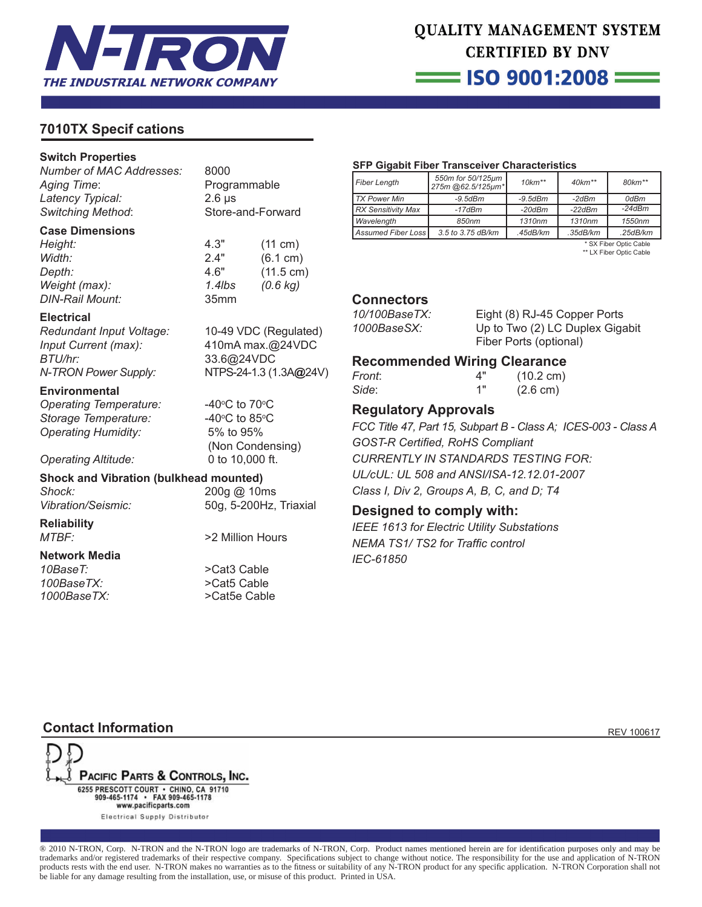## 7010TX Specif cations

### Switch Properties

| | |
|---|---|
| *Number of MAC Addresses:* | 8000 |
| *Aging Time*: | Programmable |
| *Latency Typical:* | 2.6 µs |
| *Switching Method*: | Store-and-Forward |

### Case Dimensions

| | | |
|---|---|---|
| *Height:* | 4.3" | (11 cm) |
| *Width:* | 2.4" | (6.1 cm) |
| *Depth:* | 4.6" | (11.5 cm) |
| *Weight (max):* | *1.4lbs* | *(0.6 kg)* |
| *DIN-Rail Mount:* | 35mm | |

### Electrical

| | |
|---|---|
| *Redundant Input Voltage:* | 10-49 VDC (Regulated) |
| *Input Current (max):* | 410mA max.@24VDC |
| *BTU/hr:* | 33.6@24VDC |
| *N-TRON Power Supply:* | NTPS-24-1.3 (1.3A@24V) |

### Environmental

| | |
|---|---|
| *Operating Temperature:* | -40°C to 70°C |
| *Storage Temperature:* | -40°C to 85°C |
| *Operating Humidity:* | 5% to 95% (Non Condensing) |
| *Operating Altitude:* | 0 to 10,000 ft. |

### Shock and Vibration (bulkhead mounted)

| | |
|---|---|
| *Shock:* | 200g @ 10ms |
| *Vibration/Seismic:* | 50g, 5-200Hz, Triaxial |

### Reliability

| | |
|---|---|
| *MTBF:* | >2 Million Hours |

### Network Media

| | |
|---|---|
| *10BaseT:* | >Cat3 Cable |
| *100BaseTX:* | >Cat5 Cable |
| *1000BaseTX:* | >Cat5e Cable |

### SFP Gigabit Fiber Transceiver Characteristics

| *Fiber Length* | *550m for 50/125µm 275m @62.5/125µm** | *10km*** | *40km*** | *80km*** |
|---|---|---|---|---|
| *TX Power Min* | *-9.5dBm* | *-9.5dBm* | *-2dBm* | *0dBm* |
| *RX Sensitivity Max* | *-17dBm* | *-20dBm* | *-22dBm* | *-24dBm* |
| *Wavelength* | *850nm* | *1310nm* | *1310nm* | *1550nm* |
| *Assumed Fiber Loss* | *3.5 to 3.75 dB/km* | *.45dB/km* | *.35dB/km* | *.25dB/km* |

\* SX Fiber Optic Cable
\*\* LX Fiber Optic Cable

### Connectors

| | |
|---|---|
| *10/100BaseTX:* | Eight (8) RJ-45 Copper Ports |
| *1000BaseSX:* | Up to Two (2) LC Duplex Gigabit Fiber Ports (optional) |

### Recommended Wiring Clearance

| | | |
|---|---|---|
| *Front*: | 4" | (10.2 cm) |
| *Side*: | 1" | (2.6 cm) |

### Regulatory Approvals

*FCC Title 47, Part 15, Subpart B - Class A; ICES-003 - Class A*
*GOST-R Certified, RoHS Compliant*
*CURRENTLY IN STANDARDS TESTING FOR:*
*UL/cUL: UL 508 and ANSI/ISA-12.12.01-2007*
*Class I, Div 2, Groups A, B, C, and D; T4*

### Designed to comply with:

*IEEE 1613 for Electric Utility Substations*
*NEMA TS1/ TS2 for Traffic control*
*IEC-61850*

### Contact Information

REV 100617

PACIFIC PARTS & CONTROLS, INC.
6255 PRESCOTT COURT • CHINO, CA 91710
909-465-1174 • FAX 909-465-1178
www.pacificparts.com
Electrical Supply Distributor

® 2010 N-TRON, Corp. N-TRON and the N-TRON logo are trademarks of N-TRON, Corp. Product names mentioned herein are for identification purposes only and may be trademarks and/or registered trademarks of their respective company. Specifications subject to change without notice. The responsibility for the use and application of N-TRON products rests with the end user. N-TRON makes no warranties as to the fitness or suitability of any N-TRON product for any specific application. N-TRON Corporation shall not be liable for any damage resulting from the installation, use, or misuse of this product. Printed in USA.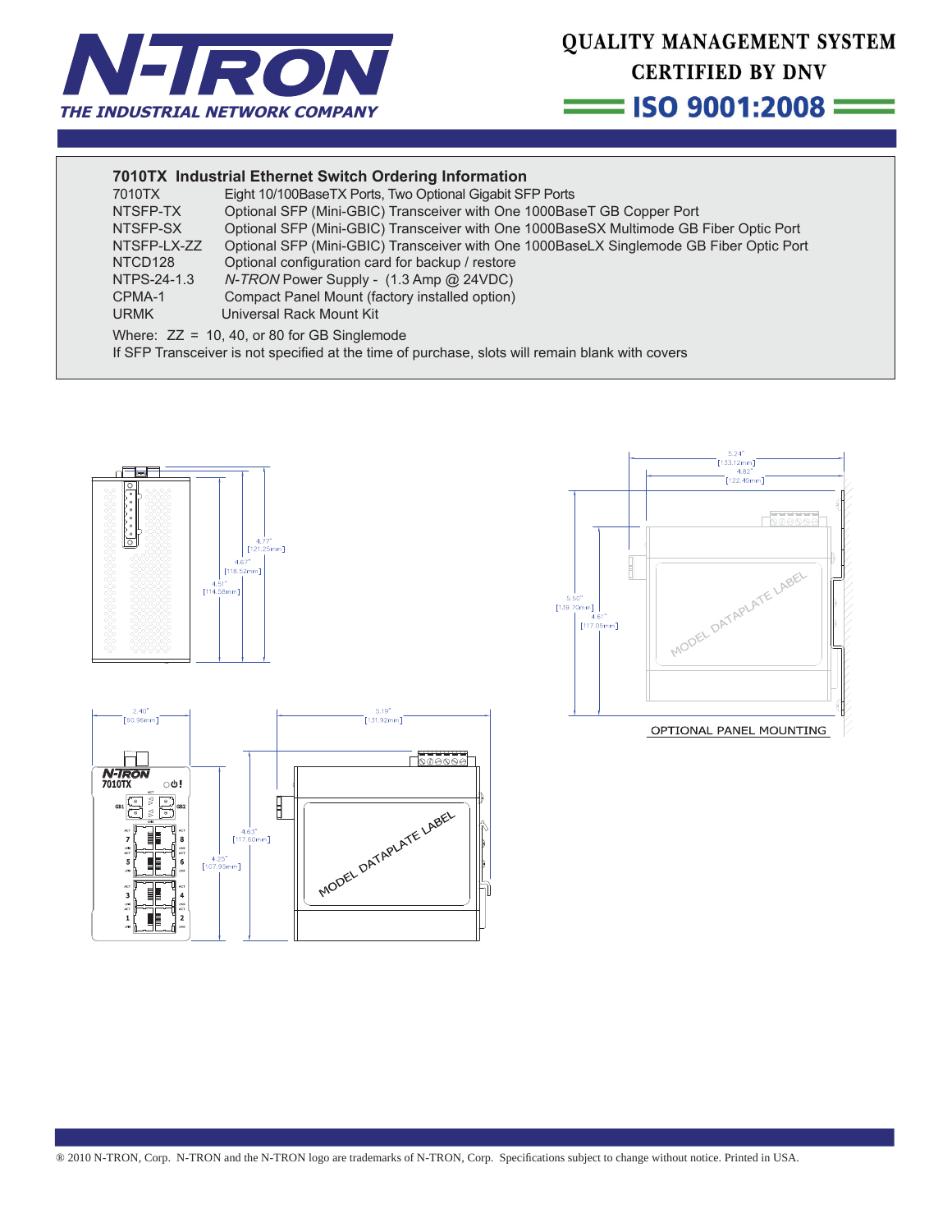## 7010TX Industrial Ethernet Switch Ordering Information

| | |
|---|---|
| 7010TX | Eight 10/100BaseTX Ports, Two Optional Gigabit SFP Ports |
| NTSFP-TX | Optional SFP (Mini-GBIC) Transceiver with One 1000BaseT GB Copper Port |
| NTSFP-SX | Optional SFP (Mini-GBIC) Transceiver with One 1000BaseSX Multimode GB Fiber Optic Port |
| NTSFP-LX-ZZ | Optional SFP (Mini-GBIC) Transceiver with One 1000BaseLX Singlemode GB Fiber Optic Port |
| NTCD128 | Optional configuration card for backup / restore |
| NTPS-24-1.3 | *N-TRON* Power Supply - (1.3 Amp @ 24VDC) |
| CPMA-1 | Compact Panel Mount (factory installed option) |
| URMK | Universal Rack Mount Kit |

Where: ZZ = 10, 40, or 80 for GB Singlemode

If SFP Transceiver is not specified at the time of purchase, slots will remain blank with covers

4.77" [121.25mm]
4.67" [118.52mm]
4.51" [114.58mm]

5.24" [133.12mm]
4.82" [122.45mm]
5.50" [139.70mm]
4.61" [117.05mm]
MODEL DATAPLATE LABEL
OPTIONAL PANEL MOUNTING

2.40" [60.96mm]
5.19" [131.92mm]
4.63" [117.60mm]
4.25" [107.95mm]
N-TRON 7010TX
MODEL DATAPLATE LABEL

® 2010 N-TRON, Corp. N-TRON and the N-TRON logo are trademarks of N-TRON, Corp. Specifications subject to change without notice. Printed in USA.